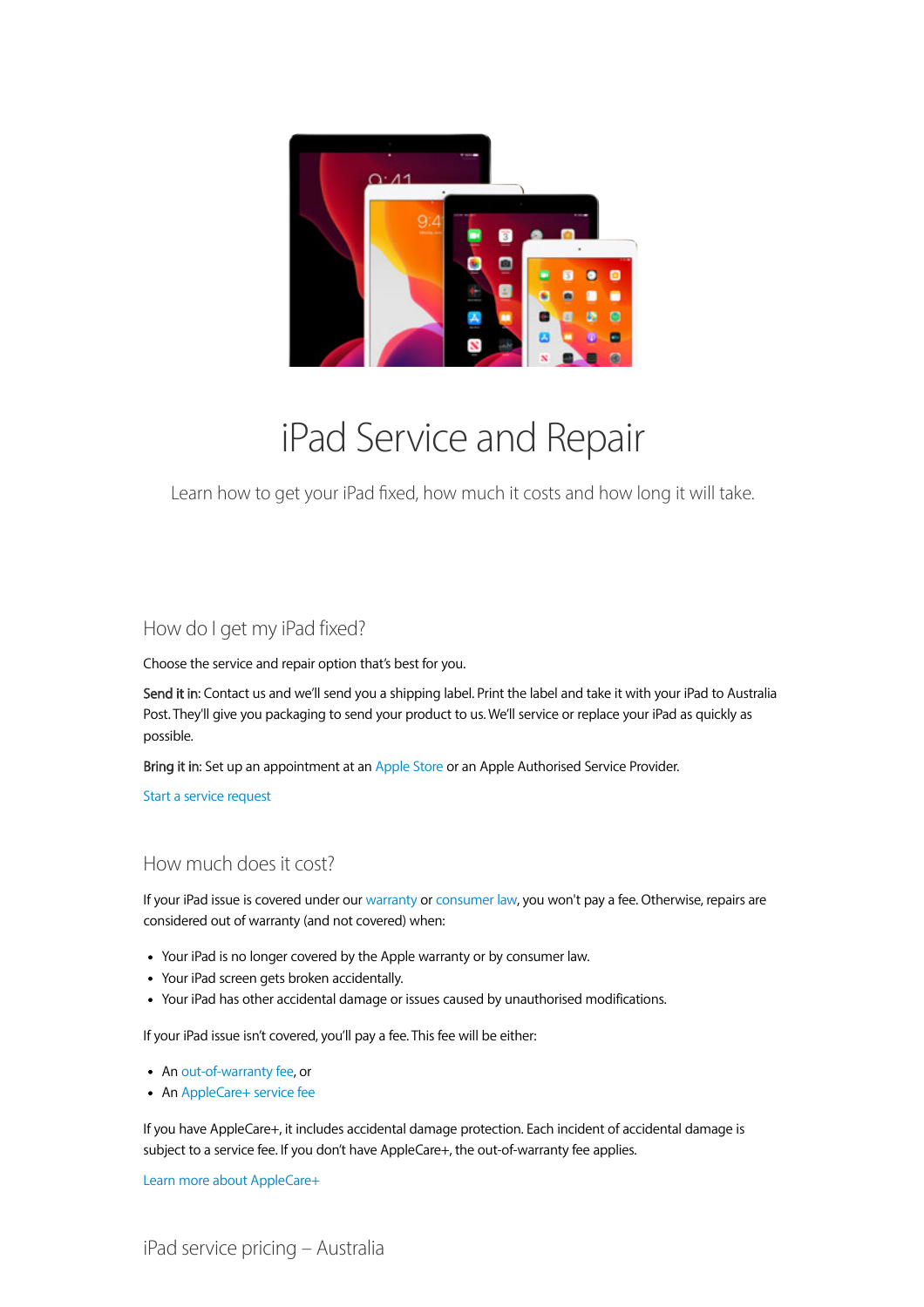# iPad Service and Repair

Learn how to get your iPad fixed, how much it costs and how long it will take.

## How do I get my iPad fixed?

Choose the service and repair option that's best for you.

**Send it in:** Contact us and we'll send you a shipping label. Print the label and take it with your iPad to Australia Post. They'll give you packaging to send your product to us. We'll service or replace your iPad as quickly as possible.

**Bring it in:** Set up an appointment at an Apple Store or an Apple Authorised Service Provider.

Start a service request

## How much does it cost?

If your iPad issue is covered under our warranty or consumer law, you won't pay a fee. Otherwise, repairs are considered out of warranty (and not covered) when:

- Your iPad is no longer covered by the Apple warranty or by consumer law.
- Your iPad screen gets broken accidentally.
- Your iPad has other accidental damage or issues caused by unauthorised modifications.

If your iPad issue isn't covered, you'll pay a fee. This fee will be either:

- An out-of-warranty fee, or
- An AppleCare+ service fee

If you have AppleCare+, it includes accidental damage protection. Each incident of accidental damage is subject to a service fee. If you don't have AppleCare+, the out-of-warranty fee applies.

Learn more about AppleCare+

## iPad service pricing – Australia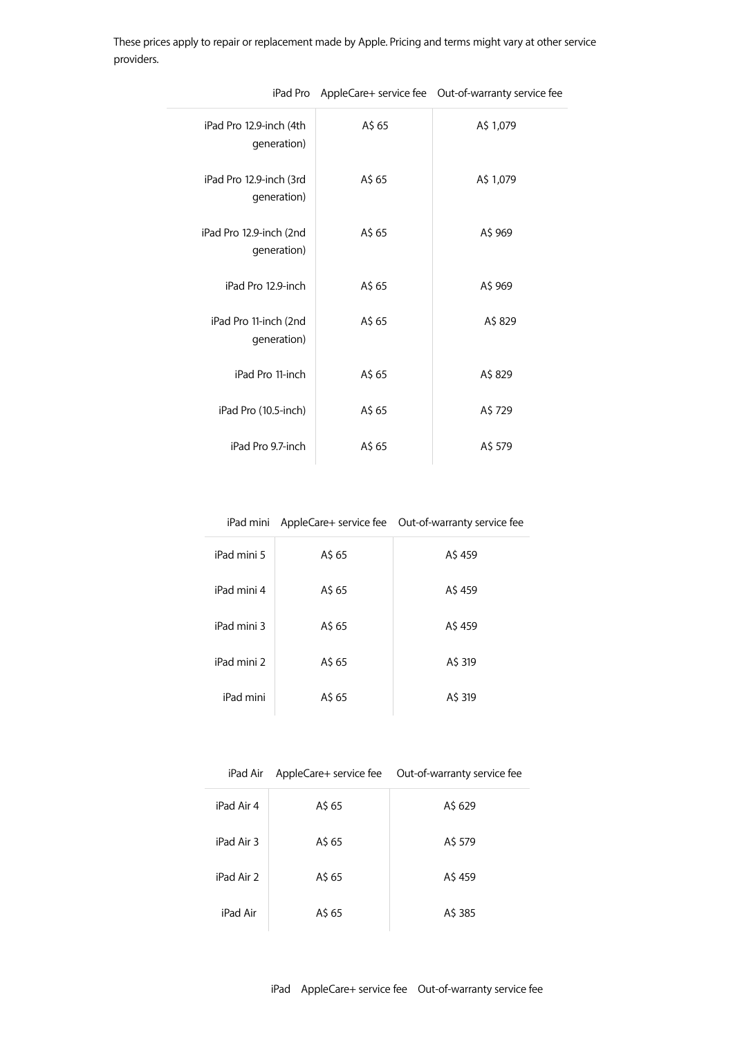These prices apply to repair or replacement made by Apple. Pricing and terms might vary at other service providers.

| iPad Pro | AppleCare+ service fee | Out-of-warranty service fee |
| --- | --- | --- |
| iPad Pro 12.9-inch (4th generation) | A$ 65 | A$ 1,079 |
| iPad Pro 12.9-inch (3rd generation) | A$ 65 | A$ 1,079 |
| iPad Pro 12.9-inch (2nd generation) | A$ 65 | A$ 969 |
| iPad Pro 12.9-inch | A$ 65 | A$ 969 |
| iPad Pro 11-inch (2nd generation) | A$ 65 | A$ 829 |
| iPad Pro 11-inch | A$ 65 | A$ 829 |
| iPad Pro (10.5-inch) | A$ 65 | A$ 729 |
| iPad Pro 9.7-inch | A$ 65 | A$ 579 |

| iPad mini | AppleCare+ service fee | Out-of-warranty service fee |
| --- | --- | --- |
| iPad mini 5 | A$ 65 | A$ 459 |
| iPad mini 4 | A$ 65 | A$ 459 |
| iPad mini 3 | A$ 65 | A$ 459 |
| iPad mini 2 | A$ 65 | A$ 319 |
| iPad mini | A$ 65 | A$ 319 |

| iPad Air | AppleCare+ service fee | Out-of-warranty service fee |
| --- | --- | --- |
| iPad Air 4 | A$ 65 | A$ 629 |
| iPad Air 3 | A$ 65 | A$ 579 |
| iPad Air 2 | A$ 65 | A$ 459 |
| iPad Air | A$ 65 | A$ 385 |

| iPad | AppleCare+ service fee | Out-of-warranty service fee |
| --- | --- | --- |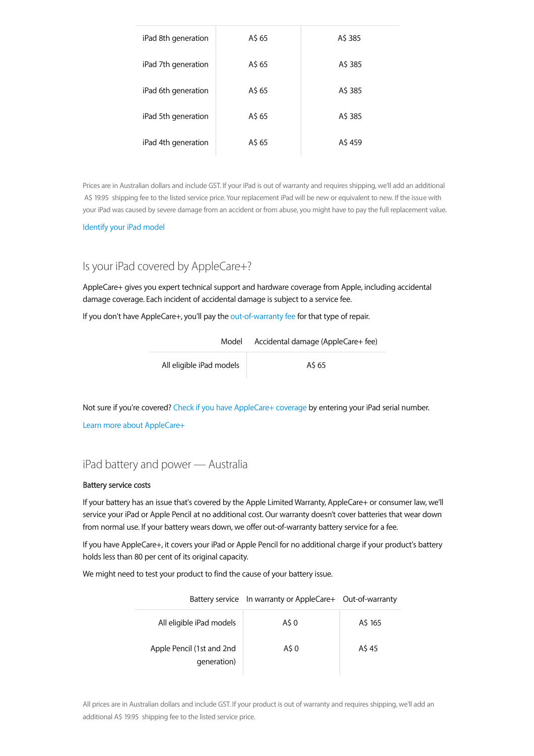| | | |
|---|---|---|
| iPad 8th generation | A$ 65 | A$ 385 |
| iPad 7th generation | A$ 65 | A$ 385 |
| iPad 6th generation | A$ 65 | A$ 385 |
| iPad 5th generation | A$ 65 | A$ 385 |
| iPad 4th generation | A$ 65 | A$ 459 |

Prices are in Australian dollars and include GST. If your iPad is out of warranty and requires shipping, we'll add an additional A$ 19.95 shipping fee to the listed service price. Your replacement iPad will be new or equivalent to new. If the issue with your iPad was caused by severe damage from an accident or from abuse, you might have to pay the full replacement value.

Identify your iPad model

## Is your iPad covered by AppleCare+?

AppleCare+ gives you expert technical support and hardware coverage from Apple, including accidental damage coverage. Each incident of accidental damage is subject to a service fee.

If you don't have AppleCare+, you'll pay the out-of-warranty fee for that type of repair.

| Model | Accidental damage (AppleCare+ fee) |
|---|---|
| All eligible iPad models | A$ 65 |

Not sure if you're covered? Check if you have AppleCare+ coverage by entering your iPad serial number.

Learn more about AppleCare+

## iPad battery and power — Australia

**Battery service costs**

If your battery has an issue that's covered by the Apple Limited Warranty, AppleCare+ or consumer law, we'll service your iPad or Apple Pencil at no additional cost. Our warranty doesn't cover batteries that wear down from normal use. If your battery wears down, we offer out-of-warranty battery service for a fee.

If you have AppleCare+, it covers your iPad or Apple Pencil for no additional charge if your product's battery holds less than 80 per cent of its original capacity.

We might need to test your product to find the cause of your battery issue.

| Battery service | In warranty or AppleCare+ | Out-of-warranty |
|---|---|---|
| All eligible iPad models | A$ 0 | A$ 165 |
| Apple Pencil (1st and 2nd generation) | A$ 0 | A$ 45 |

All prices are in Australian dollars and include GST. If your product is out of warranty and requires shipping, we'll add an additional A$ 19.95 shipping fee to the listed service price.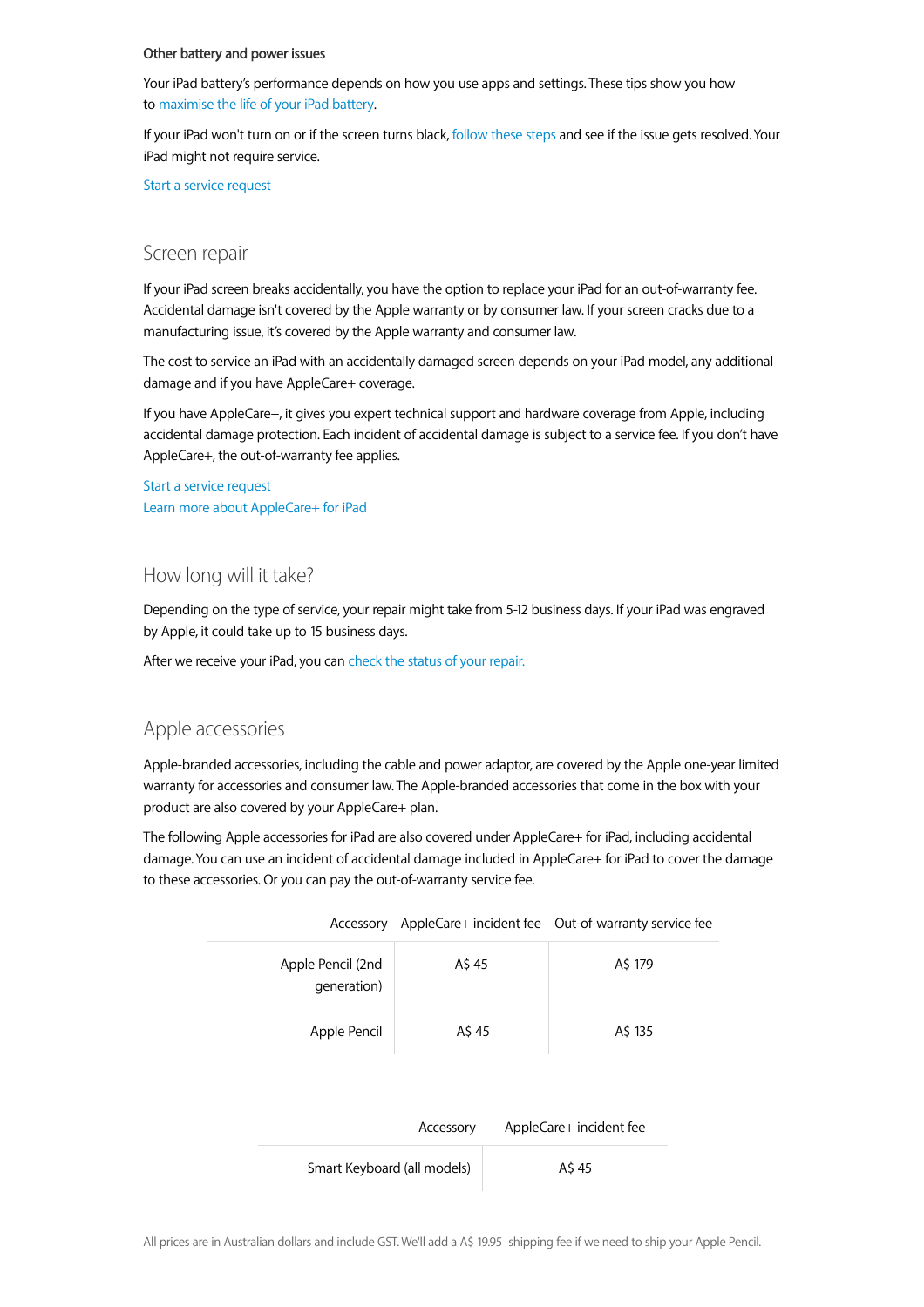### Other battery and power issues

Your iPad battery's performance depends on how you use apps and settings. These tips show you how to maximise the life of your iPad battery.

If your iPad won't turn on or if the screen turns black, follow these steps and see if the issue gets resolved. Your iPad might not require service.

Start a service request

## Screen repair

If your iPad screen breaks accidentally, you have the option to replace your iPad for an out-of-warranty fee. Accidental damage isn't covered by the Apple warranty or by consumer law. If your screen cracks due to a manufacturing issue, it's covered by the Apple warranty and consumer law.

The cost to service an iPad with an accidentally damaged screen depends on your iPad model, any additional damage and if you have AppleCare+ coverage.

If you have AppleCare+, it gives you expert technical support and hardware coverage from Apple, including accidental damage protection. Each incident of accidental damage is subject to a service fee. If you don't have AppleCare+, the out-of-warranty fee applies.

Start a service request
Learn more about AppleCare+ for iPad

## How long will it take?

Depending on the type of service, your repair might take from 5-12 business days. If your iPad was engraved by Apple, it could take up to 15 business days.

After we receive your iPad, you can check the status of your repair.

## Apple accessories

Apple-branded accessories, including the cable and power adaptor, are covered by the Apple one-year limited warranty for accessories and consumer law. The Apple-branded accessories that come in the box with your product are also covered by your AppleCare+ plan.

The following Apple accessories for iPad are also covered under AppleCare+ for iPad, including accidental damage. You can use an incident of accidental damage included in AppleCare+ for iPad to cover the damage to these accessories. Or you can pay the out-of-warranty service fee.

| Accessory | AppleCare+ incident fee | Out-of-warranty service fee |
|---|---|---|
| Apple Pencil (2nd generation) | A$ 45 | A$ 179 |
| Apple Pencil | A$ 45 | A$ 135 |

| Accessory | AppleCare+ incident fee |
|---|---|
| Smart Keyboard (all models) | A$ 45 |

All prices are in Australian dollars and include GST. We'll add a A$ 19.95 shipping fee if we need to ship your Apple Pencil.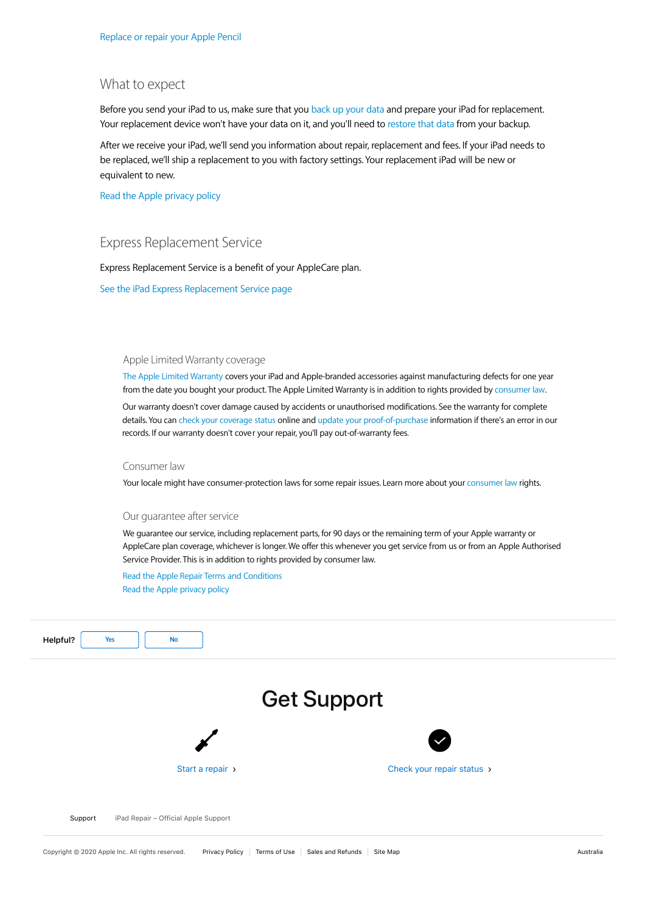Replace or repair your Apple Pencil

## What to expect

Before you send your iPad to us, make sure that you back up your data and prepare your iPad for replacement. Your replacement device won't have your data on it, and you'll need to restore that data from your backup.

After we receive your iPad, we'll send you information about repair, replacement and fees. If your iPad needs to be replaced, we'll ship a replacement to you with factory settings. Your replacement iPad will be new or equivalent to new.

Read the Apple privacy policy

## Express Replacement Service

Express Replacement Service is a benefit of your AppleCare plan.

See the iPad Express Replacement Service page

### Apple Limited Warranty coverage

The Apple Limited Warranty covers your iPad and Apple-branded accessories against manufacturing defects for one year from the date you bought your product. The Apple Limited Warranty is in addition to rights provided by consumer law.

Our warranty doesn't cover damage caused by accidents or unauthorised modifications. See the warranty for complete details. You can check your coverage status online and update your proof-of-purchase information if there's an error in our records. If our warranty doesn't cover your repair, you'll pay out-of-warranty fees.

### Consumer law

Your locale might have consumer-protection laws for some repair issues. Learn more about your consumer law rights.

### Our guarantee after service

We guarantee our service, including replacement parts, for 90 days or the remaining term of your Apple warranty or AppleCare plan coverage, whichever is longer. We offer this whenever you get service from us or from an Apple Authorised Service Provider. This is in addition to rights provided by consumer law.

Read the Apple Repair Terms and Conditions
Read the Apple privacy policy

Helpful? Yes No

# Get Support

Start a repair ›

Check your repair status ›

Support iPad Repair – Official Apple Support

Copyright © 2020 Apple Inc. All rights reserved. Privacy Policy | Terms of Use | Sales and Refunds | Site Map Australia